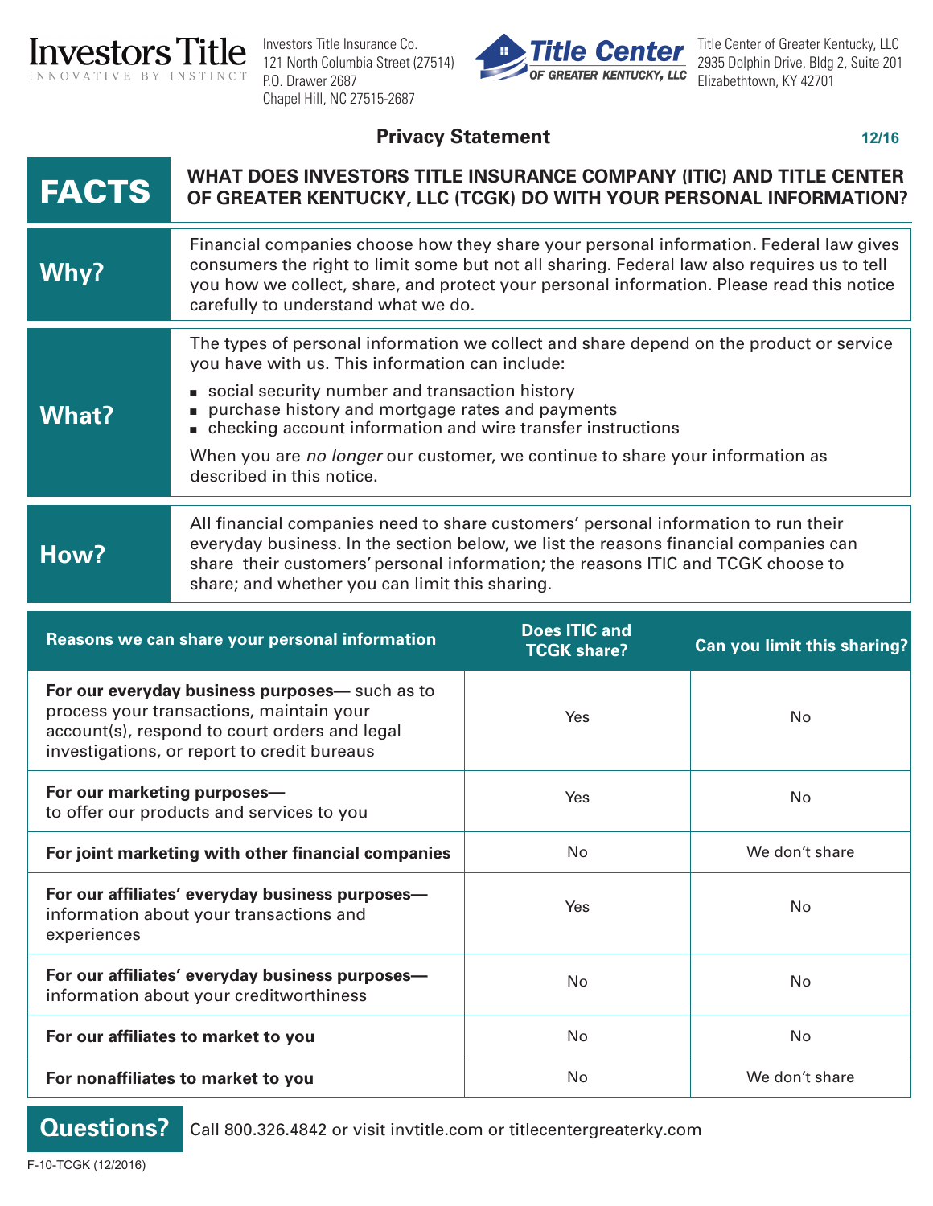Investors Title
INNOVATIVE BY INSTINCT

Investors Title Insurance Co.
121 North Columbia Street (27514)
P.O. Drawer 2687
Chapel Hill, NC 27515-2687

Title Center OF GREATER KENTUCKY, LLC

Title Center of Greater Kentucky, LLC
2935 Dolphin Drive, Bldg 2, Suite 201
Elizabethtown, KY 42701

## Privacy Statement

12/16

| **FACTS** | **WHAT DOES INVESTORS TITLE INSURANCE COMPANY (ITIC) AND TITLE CENTER OF GREATER KENTUCKY, LLC (TCGK) DO WITH YOUR PERSONAL INFORMATION?** |
|---|---|
| **Why?** | Financial companies choose how they share your personal information. Federal law gives consumers the right to limit some but not all sharing. Federal law also requires us to tell you how we collect, share, and protect your personal information. Please read this notice carefully to understand what we do. |
| **What?** | The types of personal information we collect and share depend on the product or service you have with us. This information can include:<br>■ social security number and transaction history<br>■ purchase history and mortgage rates and payments<br>■ checking account information and wire transfer instructions<br>When you are *no longer* our customer, we continue to share your information as described in this notice. |
| **How?** | All financial companies need to share customers' personal information to run their everyday business. In the section below, we list the reasons financial companies can share their customers' personal information; the reasons ITIC and TCGK choose to share; and whether you can limit this sharing. |

| Reasons we can share your personal information | Does ITIC and TCGK share? | Can you limit this sharing? |
|---|---|---|
| **For our everyday business purposes—** such as to process your transactions, maintain your account(s), respond to court orders and legal investigations, or report to credit bureaus | Yes | No |
| **For our marketing purposes—** to offer our products and services to you | Yes | No |
| **For joint marketing with other financial companies** | No | We don't share |
| **For our affiliates' everyday business purposes—** information about your transactions and experiences | Yes | No |
| **For our affiliates' everyday business purposes—** information about your creditworthiness | No | No |
| **For our affiliates to market to you** | No | No |
| **For nonaffiliates to market to you** | No | We don't share |

**Questions?** Call 800.326.4842 or visit invtitle.com or titlecentergreaterky.com

F-10-TCGK (12/2016)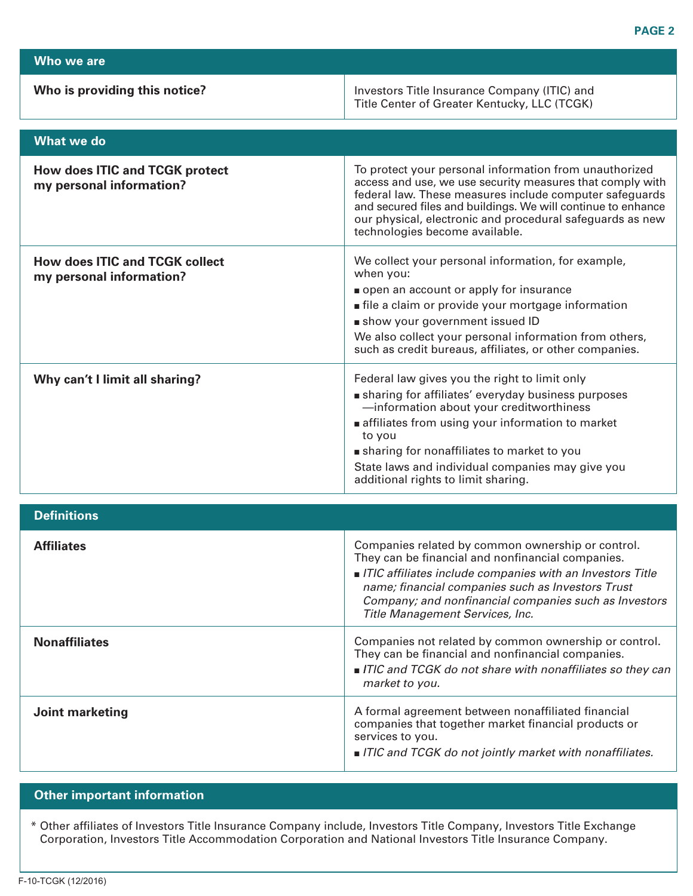| Who we are | |
|---|---|
| **Who is providing this notice?** | Investors Title Insurance Company (ITIC) and Title Center of Greater Kentucky, LLC (TCGK) |

| What we do | |
|---|---|
| **How does ITIC and TCGK protect my personal information?** | To protect your personal information from unauthorized access and use, we use security measures that comply with federal law. These measures include computer safeguards and secured files and buildings. We will continue to enhance our physical, electronic and procedural safeguards as new technologies become available. |
| **How does ITIC and TCGK collect my personal information?** | We collect your personal information, for example, when you: <br>■ open an account or apply for insurance <br>■ file a claim or provide your mortgage information <br>■ show your government issued ID <br>We also collect your personal information from others, such as credit bureaus, affiliates, or other companies. |
| **Why can't I limit all sharing?** | Federal law gives you the right to limit only <br>■ sharing for affiliates' everyday business purposes —information about your creditworthiness <br>■ affiliates from using your information to market to you <br>■ sharing for nonaffiliates to market to you <br>State laws and individual companies may give you additional rights to limit sharing. |

| Definitions | |
|---|---|
| **Affiliates** | Companies related by common ownership or control. They can be financial and nonfinancial companies. <br>■ *ITIC affiliates include companies with an Investors Title name; financial companies such as Investors Trust Company; and nonfinancial companies such as Investors Title Management Services, Inc.* |
| **Nonaffiliates** | Companies not related by common ownership or control. They can be financial and nonfinancial companies. <br>■ *ITIC and TCGK do not share with nonaffiliates so they can market to you.* |
| **Joint marketing** | A formal agreement between nonaffiliated financial companies that together market financial products or services to you. <br>■ *ITIC and TCGK do not jointly market with nonaffiliates.* |

## Other important information

* Other affiliates of Investors Title Insurance Company include, Investors Title Company, Investors Title Exchange Corporation, Investors Title Accommodation Corporation and National Investors Title Insurance Company.

F-10-TCGK (12/2016)